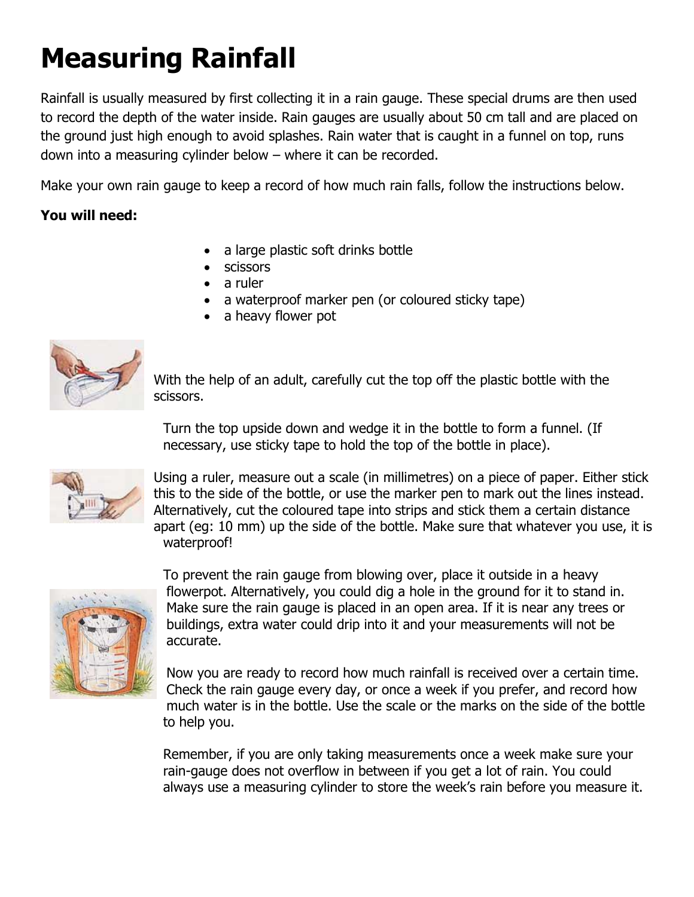# Measuring Rainfall

Rainfall is usually measured by first collecting it in a rain gauge. These special drums are then used to record the depth of the water inside. Rain gauges are usually about 50 cm tall and are placed on the ground just high enough to avoid splashes. Rain water that is caught in a funnel on top, runs down into a measuring cylinder below – where it can be recorded.

Make your own rain gauge to keep a record of how much rain falls, follow the instructions below.

**You will need:**

- a large plastic soft drinks bottle
- scissors
- a ruler
- a waterproof marker pen (or coloured sticky tape)
- a heavy flower pot

With the help of an adult, carefully cut the top off the plastic bottle with the scissors.

Turn the top upside down and wedge it in the bottle to form a funnel. (If necessary, use sticky tape to hold the top of the bottle in place).

Using a ruler, measure out a scale (in millimetres) on a piece of paper. Either stick this to the side of the bottle, or use the marker pen to mark out the lines instead. Alternatively, cut the coloured tape into strips and stick them a certain distance apart (eg: 10 mm) up the side of the bottle. Make sure that whatever you use, it is waterproof!

To prevent the rain gauge from blowing over, place it outside in a heavy flowerpot. Alternatively, you could dig a hole in the ground for it to stand in. Make sure the rain gauge is placed in an open area. If it is near any trees or buildings, extra water could drip into it and your measurements will not be accurate.

Now you are ready to record how much rainfall is received over a certain time. Check the rain gauge every day, or once a week if you prefer, and record how much water is in the bottle. Use the scale or the marks on the side of the bottle to help you.

Remember, if you are only taking measurements once a week make sure your rain-gauge does not overflow in between if you get a lot of rain. You could always use a measuring cylinder to store the week's rain before you measure it.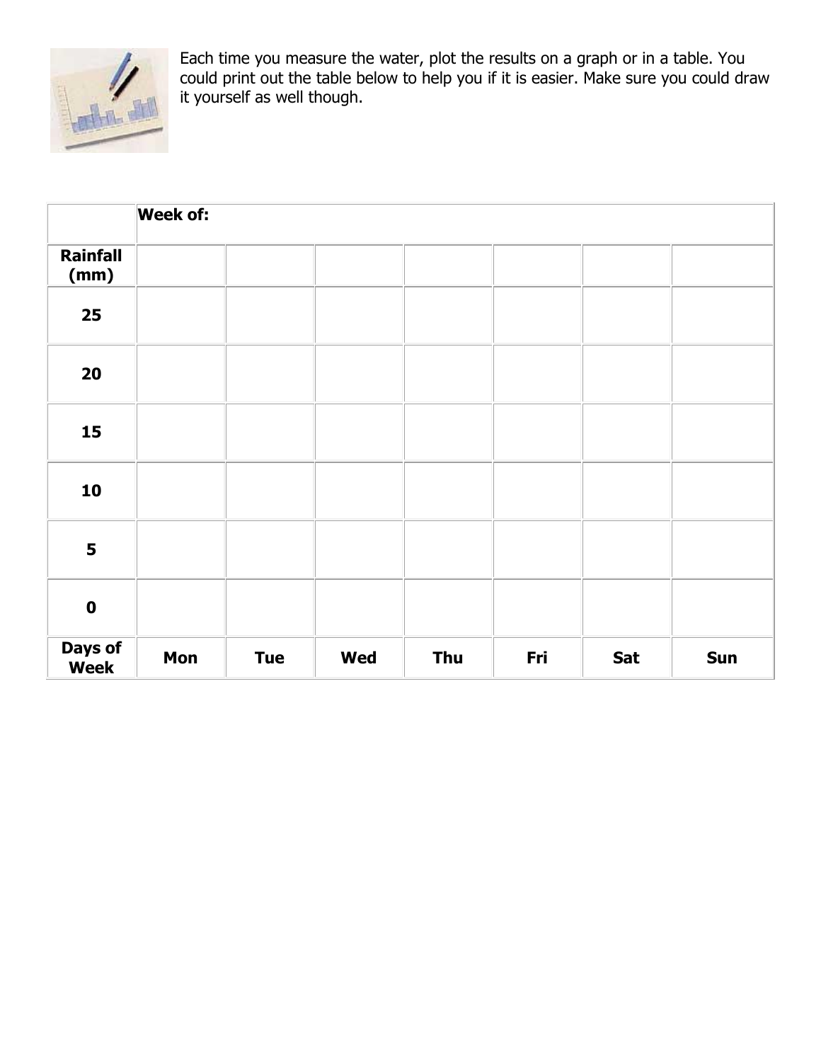Each time you measure the water, plot the results on a graph or in a table. You could print out the table below to help you if it is easier. Make sure you could draw it yourself as well though.

| | **Week of:** | | | | | | |
|---|---|---|---|---|---|---|---|
| **Rainfall (mm)** | | | | | | | |
| **25** | | | | | | | |
| **20** | | | | | | | |
| **15** | | | | | | | |
| **10** | | | | | | | |
| **5** | | | | | | | |
| **0** | | | | | | | |
| **Days of Week** | **Mon** | **Tue** | **Wed** | **Thu** | **Fri** | **Sat** | **Sun** |